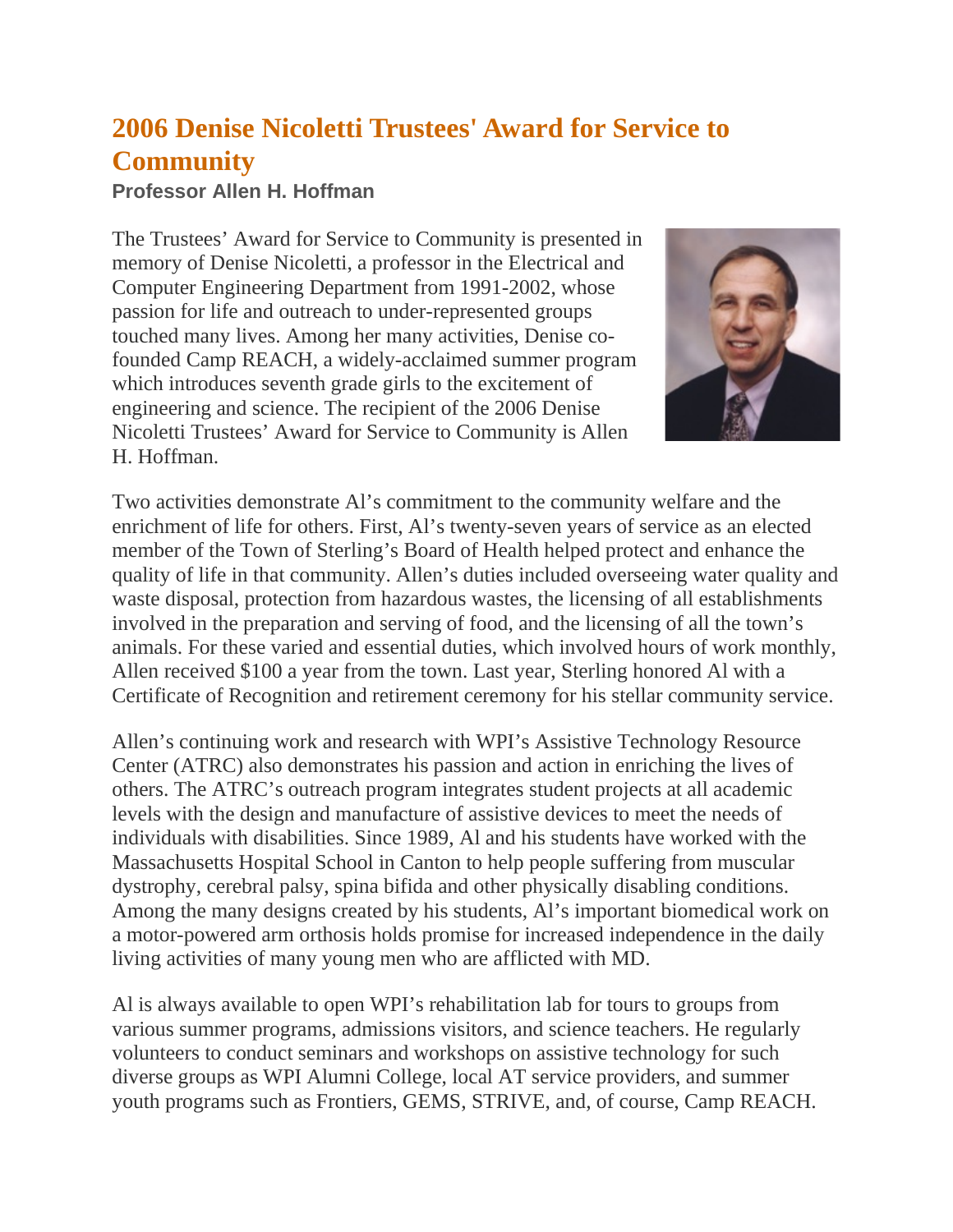# 2006 Denise Nicoletti Trustees' Award for Service to Community

### Professor Allen H. Hoffman

The Trustees' Award for Service to Community is presented in memory of Denise Nicoletti, a professor in the Electrical and Computer Engineering Department from 1991-2002, whose passion for life and outreach to under-represented groups touched many lives. Among her many activities, Denise co-founded Camp REACH, a widely-acclaimed summer program which introduces seventh grade girls to the excitement of engineering and science. The recipient of the 2006 Denise Nicoletti Trustees' Award for Service to Community is Allen H. Hoffman.

Two activities demonstrate Al's commitment to the community welfare and the enrichment of life for others. First, Al's twenty-seven years of service as an elected member of the Town of Sterling's Board of Health helped protect and enhance the quality of life in that community. Allen's duties included overseeing water quality and waste disposal, protection from hazardous wastes, the licensing of all establishments involved in the preparation and serving of food, and the licensing of all the town's animals. For these varied and essential duties, which involved hours of work monthly, Allen received $100 a year from the town. Last year, Sterling honored Al with a Certificate of Recognition and retirement ceremony for his stellar community service.

Allen's continuing work and research with WPI's Assistive Technology Resource Center (ATRC) also demonstrates his passion and action in enriching the lives of others. The ATRC's outreach program integrates student projects at all academic levels with the design and manufacture of assistive devices to meet the needs of individuals with disabilities. Since 1989, Al and his students have worked with the Massachusetts Hospital School in Canton to help people suffering from muscular dystrophy, cerebral palsy, spina bifida and other physically disabling conditions. Among the many designs created by his students, Al's important biomedical work on a motor-powered arm orthosis holds promise for increased independence in the daily living activities of many young men who are afflicted with MD.

Al is always available to open WPI's rehabilitation lab for tours to groups from various summer programs, admissions visitors, and science teachers. He regularly volunteers to conduct seminars and workshops on assistive technology for such diverse groups as WPI Alumni College, local AT service providers, and summer youth programs such as Frontiers, GEMS, STRIVE, and, of course, Camp REACH.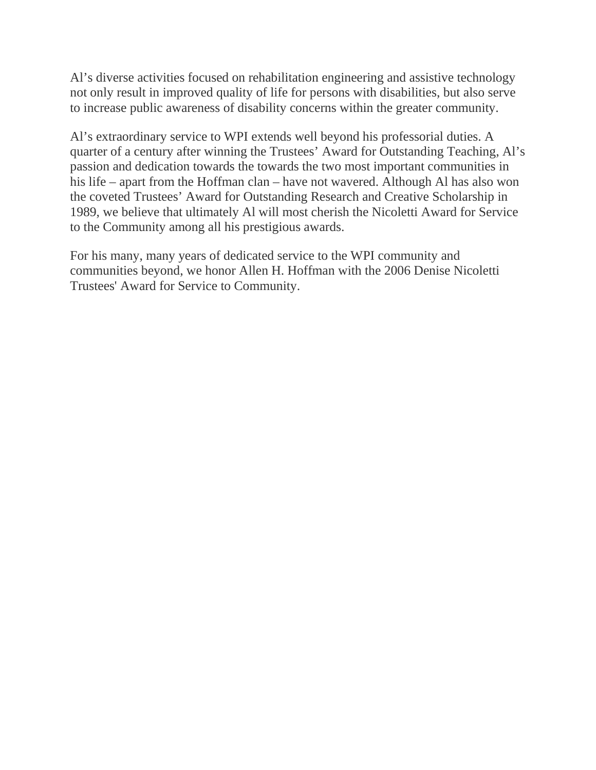Al’s diverse activities focused on rehabilitation engineering and assistive technology not only result in improved quality of life for persons with disabilities, but also serve to increase public awareness of disability concerns within the greater community.

Al’s extraordinary service to WPI extends well beyond his professorial duties. A quarter of a century after winning the Trustees’ Award for Outstanding Teaching, Al’s passion and dedication towards the towards the two most important communities in his life – apart from the Hoffman clan – have not wavered. Although Al has also won the coveted Trustees’ Award for Outstanding Research and Creative Scholarship in 1989, we believe that ultimately Al will most cherish the Nicoletti Award for Service to the Community among all his prestigious awards.

For his many, many years of dedicated service to the WPI community and communities beyond, we honor Allen H. Hoffman with the 2006 Denise Nicoletti Trustees' Award for Service to Community.